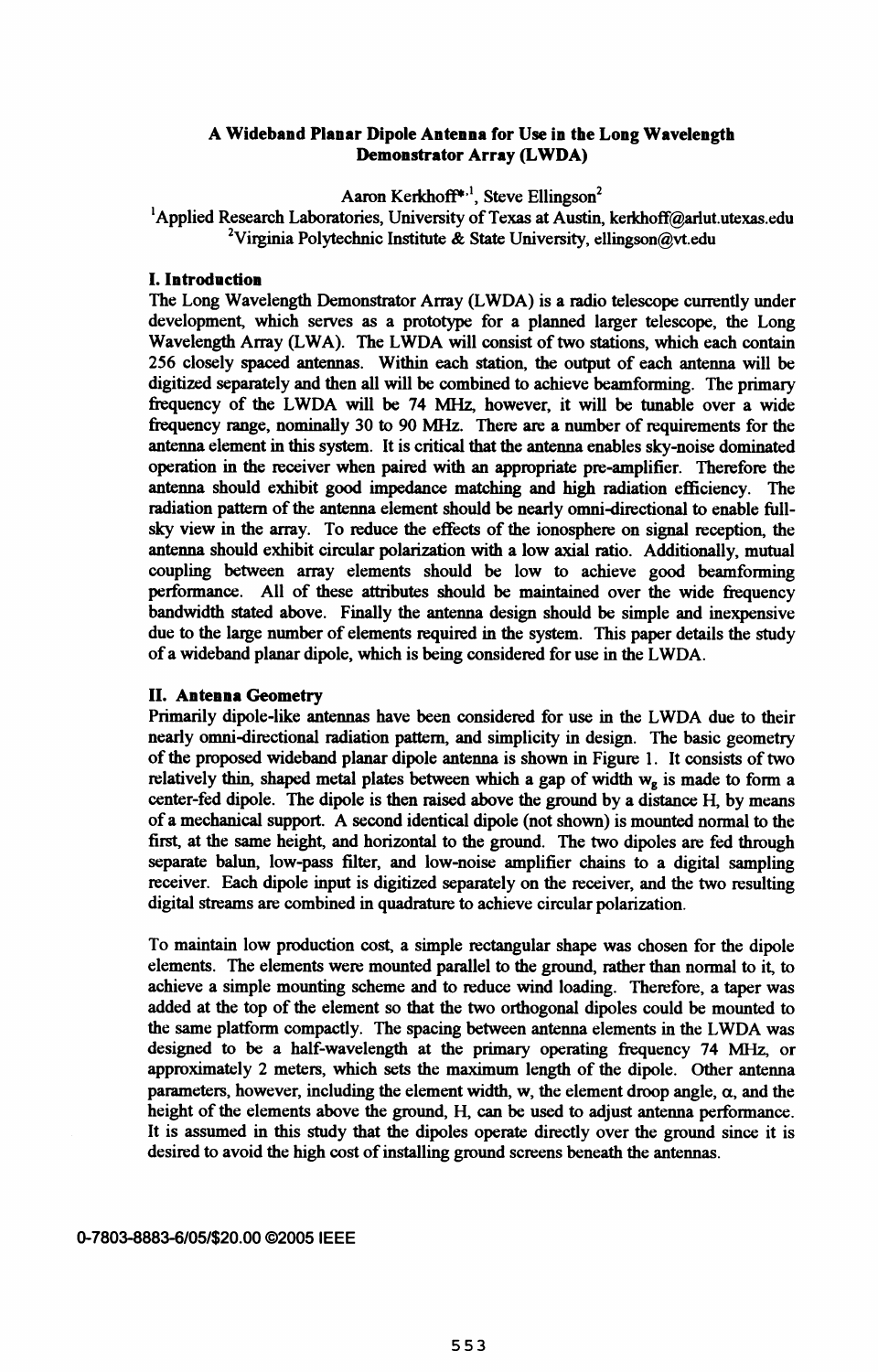# A Wideband Planar Dipole Antenna for Use in the Long Wavelength Demonstrator Array (LWDA)

Aaron Kerkhoff*[,1], Steve Ellingson[2]

[1]Applied Research Laboratories, University of Texas at Austin, kerkhoff@arlut.utexas.edu
[2]Virginia Polytechnic Institute & State University, ellingson@vt.edu

## I. Introduction

The Long Wavelength Demonstrator Array (LWDA) is a radio telescope currently under development, which serves as a prototype for a planned larger telescope, the Long Wavelength Array (LWA). The LWDA will consist of two stations, which each contain 256 closely spaced antennas. Within each station, the output of each antenna will be digitized separately and then all will be combined to achieve beamforming. The primary frequency of the LWDA will be 74 MHz, however, it will be tunable over a wide frequency range, nominally 30 to 90 MHz. There are a number of requirements for the antenna element in this system. It is critical that the antenna enables sky-noise dominated operation in the receiver when paired with an appropriate pre-amplifier. Therefore the antenna should exhibit good impedance matching and high radiation efficiency. The radiation pattern of the antenna element should be nearly omni-directional to enable full-sky view in the array. To reduce the effects of the ionosphere on signal reception, the antenna should exhibit circular polarization with a low axial ratio. Additionally, mutual coupling between array elements should be low to achieve good beamforming performance. All of these attributes should be maintained over the wide frequency bandwidth stated above. Finally the antenna design should be simple and inexpensive due to the large number of elements required in the system. This paper details the study of a wideband planar dipole, which is being considered for use in the LWDA.

## II. Antenna Geometry

Primarily dipole-like antennas have been considered for use in the LWDA due to their nearly omni-directional radiation pattern, and simplicity in design. The basic geometry of the proposed wideband planar dipole antenna is shown in Figure 1. It consists of two relatively thin, shaped metal plates between which a gap of width $w_g$ is made to form a center-fed dipole. The dipole is then raised above the ground by a distance H, by means of a mechanical support. A second identical dipole (not shown) is mounted normal to the first, at the same height, and horizontal to the ground. The two dipoles are fed through separate balun, low-pass filter, and low-noise amplifier chains to a digital sampling receiver. Each dipole input is digitized separately on the receiver, and the two resulting digital streams are combined in quadrature to achieve circular polarization.

To maintain low production cost, a simple rectangular shape was chosen for the dipole elements. The elements were mounted parallel to the ground, rather than normal to it, to achieve a simple mounting scheme and to reduce wind loading. Therefore, a taper was added at the top of the element so that the two orthogonal dipoles could be mounted to the same platform compactly. The spacing between antenna elements in the LWDA was designed to be a half-wavelength at the primary operating frequency 74 MHz, or approximately 2 meters, which sets the maximum length of the dipole. Other antenna parameters, however, including the element width, w, the element droop angle, $\alpha$, and the height of the elements above the ground, H, can be used to adjust antenna performance. It is assumed in this study that the dipoles operate directly over the ground since it is desired to avoid the high cost of installing ground screens beneath the antennas.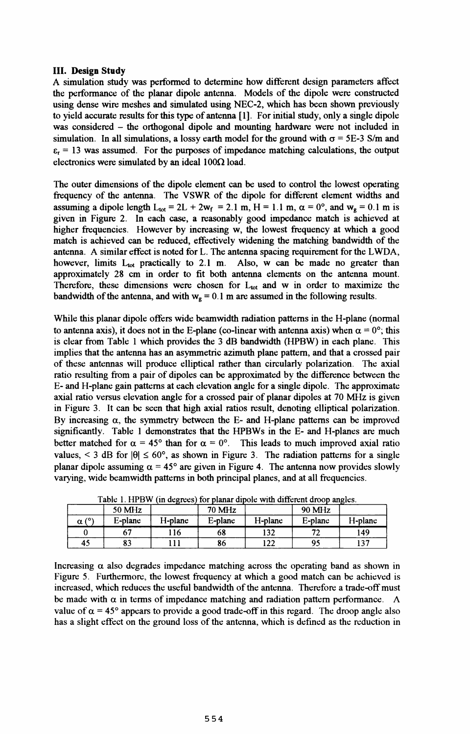### III. Design Study

A simulation study was performed to determine how different design parameters affect the performance of the planar dipole antenna. Models of the dipole were constructed using dense wire meshes and simulated using NEC-2, which has been shown previously to yield accurate results for this type of antenna [1]. For initial study, only a single dipole was considered – the orthogonal dipole and mounting hardware were not included in simulation. In all simulations, a lossy earth model for the ground with $\sigma$ = 5E-3 S/m and $\varepsilon_r$ = 13 was assumed. For the purposes of impedance matching calculations, the output electronics were simulated by an ideal 100Ω load.

The outer dimensions of the dipole element can be used to control the lowest operating frequency of the antenna. The VSWR of the dipole for different element widths and assuming a dipole length $L_{tot} = 2L + 2w_f = 2.1$ m, H = 1.1 m, $\alpha = 0°$, and $w_g = 0.1$ m is given in Figure 2. In each case, a reasonably good impedance match is achieved at higher frequencies. However by increasing w, the lowest frequency at which a good match is achieved can be reduced, effectively widening the matching bandwidth of the antenna. A similar effect is noted for L. The antenna spacing requirement for the LWDA, however, limits $L_{tot}$ practically to 2.1 m. Also, w can be made no greater than approximately 28 cm in order to fit both antenna elements on the antenna mount. Therefore, these dimensions were chosen for $L_{tot}$ and w in order to maximize the bandwidth of the antenna, and with $w_g = 0.1$ m are assumed in the following results.

While this planar dipole offers wide beamwidth radiation patterns in the H-plane (normal to antenna axis), it does not in the E-plane (co-linear with antenna axis) when $\alpha = 0°$; this is clear from Table 1 which provides the 3 dB bandwidth (HPBW) in each plane. This implies that the antenna has an asymmetric azimuth plane pattern, and that a crossed pair of these antennas will produce elliptical rather than circularly polarization. The axial ratio resulting from a pair of dipoles can be approximated by the difference between the E- and H-plane gain patterns at each elevation angle for a single dipole. The approximate axial ratio versus elevation angle for a crossed pair of planar dipoles at 70 MHz is given in Figure 3. It can be seen that high axial ratios result, denoting elliptical polarization. By increasing $\alpha$, the symmetry between the E- and H-plane patterns can be improved significantly. Table 1 demonstrates that the HPBWs in the E- and H-planes are much better matched for $\alpha = 45°$ than for $\alpha = 0°$. This leads to much improved axial ratio values, < 3 dB for $|\theta| \leq 60°$, as shown in Figure 3. The radiation patterns for a single planar dipole assuming $\alpha = 45°$ are given in Figure 4. The antenna now provides slowly varying, wide beamwidth patterns in both principal planes, and at all frequencies.

Table 1. HPBW (in degrees) for planar dipole with different droop angles.

| | 50 MHz | | 70 MHz | | 90 MHz | |
|---|---|---|---|---|---|---|
| $\alpha$ (°) | E-plane | H-plane | E-plane | H-plane | E-plane | H-plane |
| 0 | 67 | 116 | 68 | 132 | 72 | 149 |
| 45 | 83 | 111 | 86 | 122 | 95 | 137 |

Increasing $\alpha$ also degrades impedance matching across the operating band as shown in Figure 5. Furthermore, the lowest frequency at which a good match can be achieved is increased, which reduces the useful bandwidth of the antenna. Therefore a trade-off must be made with $\alpha$ in terms of impedance matching and radiation pattern performance. A value of $\alpha = 45°$ appears to provide a good trade-off in this regard. The droop angle also has a slight effect on the ground loss of the antenna, which is defined as the reduction in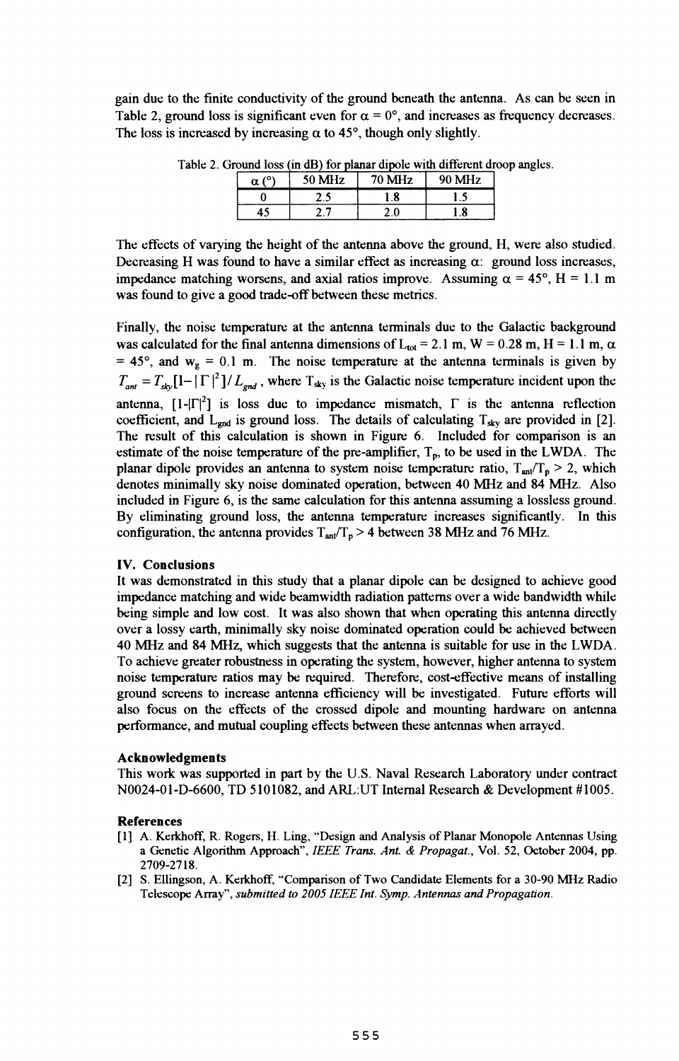gain due to the finite conductivity of the ground beneath the antenna. As can be seen in Table 2, ground loss is significant even for $\alpha = 0°$, and increases as frequency decreases. The loss is increased by increasing $\alpha$ to 45°, though only slightly.

Table 2. Ground loss (in dB) for planar dipole with different droop angles.

| $\alpha$ (°) | 50 MHz | 70 MHz | 90 MHz |
|---|---|---|---|
| 0 | 2.5 | 1.8 | 1.5 |
| 45 | 2.7 | 2.0 | 1.8 |

The effects of varying the height of the antenna above the ground, H, were also studied. Decreasing H was found to have a similar effect as increasing $\alpha$: ground loss increases, impedance matching worsens, and axial ratios improve. Assuming $\alpha = 45°$, H = 1.1 m was found to give a good trade-off between these metrics.

Finally, the noise temperature at the antenna terminals due to the Galactic background was calculated for the final antenna dimensions of $L_{tot}$ = 2.1 m, W = 0.28 m, H = 1.1 m, $\alpha$ = 45°, and $w_g$ = 0.1 m. The noise temperature at the antenna terminals is given by $T_{ant} = T_{sky}[1-|\Gamma|^2]/L_{gnd}$, where $T_{sky}$ is the Galactic noise temperature incident upon the antenna, $[1-|\Gamma|^2]$ is loss due to impedance mismatch, $\Gamma$ is the antenna reflection coefficient, and $L_{gnd}$ is ground loss. The details of calculating $T_{sky}$ are provided in [2]. The result of this calculation is shown in Figure 6. Included for comparison is an estimate of the noise temperature of the pre-amplifier, $T_p$, to be used in the LWDA. The planar dipole provides an antenna to system noise temperature ratio, $T_{ant}/T_p > 2$, which denotes minimally sky noise dominated operation, between 40 MHz and 84 MHz. Also included in Figure 6, is the same calculation for this antenna assuming a lossless ground. By eliminating ground loss, the antenna temperature increases significantly. In this configuration, the antenna provides $T_{ant}/T_p > 4$ between 38 MHz and 76 MHz.

## IV. Conclusions

It was demonstrated in this study that a planar dipole can be designed to achieve good impedance matching and wide beamwidth radiation patterns over a wide bandwidth while being simple and low cost. It was also shown that when operating this antenna directly over a lossy earth, minimally sky noise dominated operation could be achieved between 40 MHz and 84 MHz, which suggests that the antenna is suitable for use in the LWDA. To achieve greater robustness in operating the system, however, higher antenna to system noise temperature ratios may be required. Therefore, cost-effective means of installing ground screens to increase antenna efficiency will be investigated. Future efforts will also focus on the effects of the crossed dipole and mounting hardware on antenna performance, and mutual coupling effects between these antennas when arrayed.

## Acknowledgments

This work was supported in part by the U.S. Naval Research Laboratory under contract N0024-01-D-6600, TD 5101082, and ARL:UT Internal Research & Development #1005.

## References

[1] A. Kerkhoff, R. Rogers, H. Ling, "Design and Analysis of Planar Monopole Antennas Using a Genetic Algorithm Approach", *IEEE Trans. Ant. & Propagat.*, Vol. 52, October 2004, pp. 2709-2718.

[2] S. Ellingson, A. Kerkhoff, "Comparison of Two Candidate Elements for a 30-90 MHz Radio Telescope Array", *submitted to 2005 IEEE Int. Symp. Antennas and Propagation.*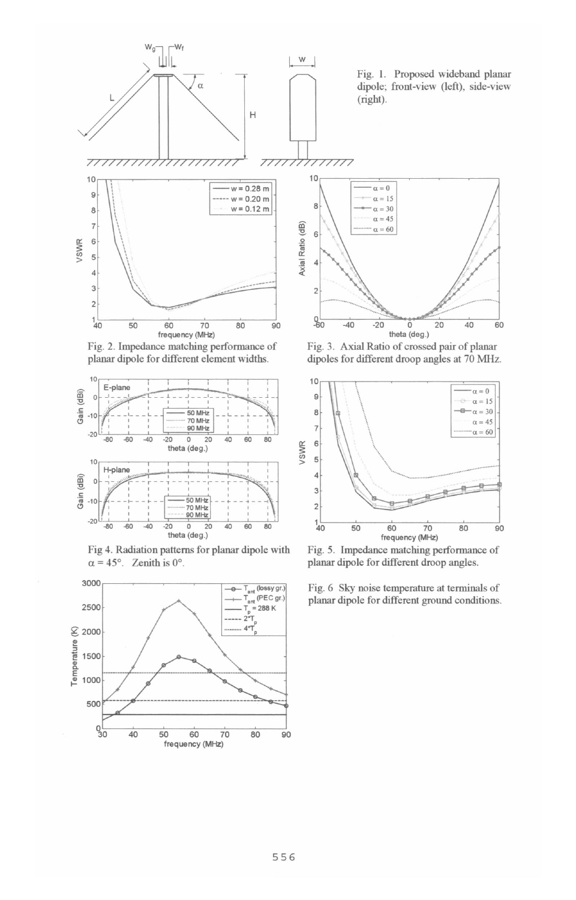$W_g$ $W_f$

L

$\alpha$

H

w

Fig. 1. Proposed wideband planar dipole; front-view (left), side-view (right).

VSWR

frequency (MHz)

w = 0.28 m
w = 0.20 m
w = 0.12 m

Fig. 2. Impedance matching performance of planar dipole for different element widths.

Axial Ratio (dB)

theta (deg.)

$\alpha = 0$
$\alpha = 15$
$\alpha = 30$
$\alpha = 45$
$\alpha = 60$

Fig. 3. Axial Ratio of crossed pair of planar dipoles for different droop angles at 70 MHz.

E-plane

H-plane

Gain (dBi)

theta (deg.)

50 MHz
70 MHz
90 MHz

Fig 4. Radiation patterns for planar dipole with $\alpha = 45°$. Zenith is 0°.

VSWR

frequency (MHz)

$\alpha = 0$
$\alpha = 15$
$\alpha = 30$
$\alpha = 45$
$\alpha = 60$

Fig. 5. Impedance matching performance of planar dipole for different droop angles.

Temperature (K)

frequency (MHz)

$T_{ant}$ (lossy gr.)
$T_{ant}$ (PEC gr.)
$T_p$ = 288 K
$2^*T_p$
$4^*T_p$

Fig. 6 Sky noise temperature at terminals of planar dipole for different ground conditions.